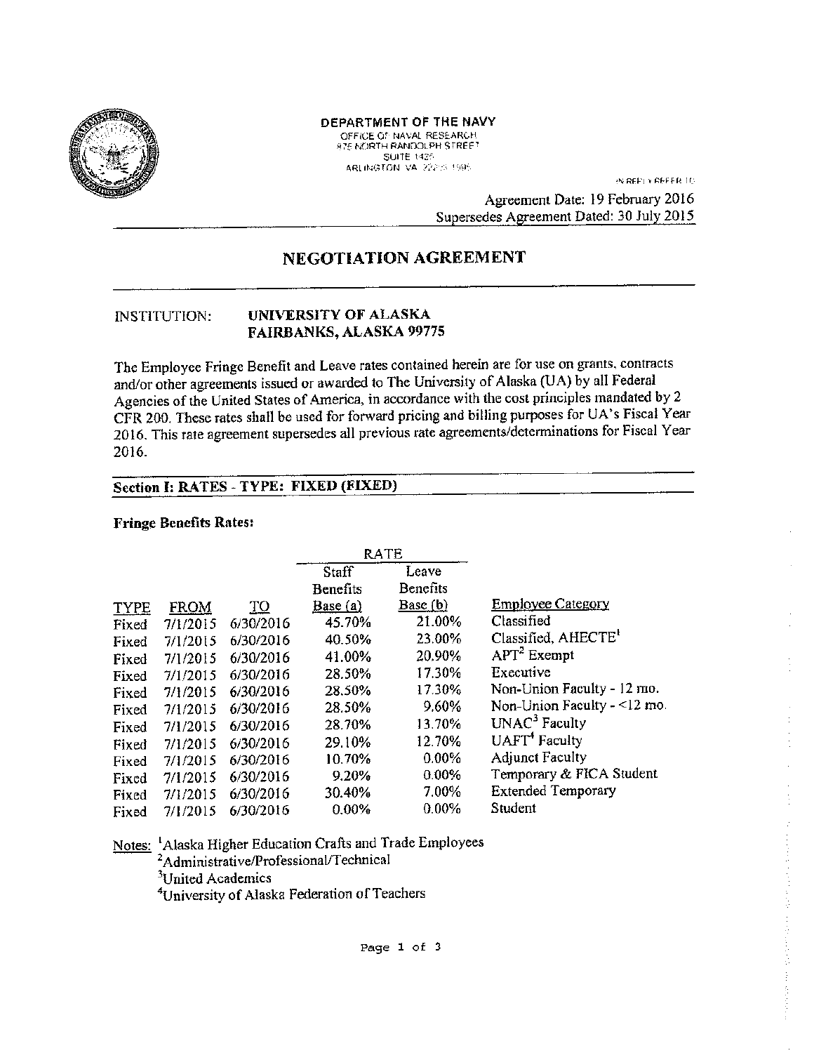**DEPARTMENT OF THE NAVY**
OFFICE OF NAVAL RESEARCH
875 NORTH RANDOLPH STREET
SUITE 1425
ARLINGTON VA 22203-1995

IN REPLY REFER TO

Agreement Date: 19 February 2016
Supersedes Agreement Dated: 30 July 2015

# NEGOTIATION AGREEMENT

INSTITUTION: **UNIVERSITY OF ALASKA**
**FAIRBANKS, ALASKA 99775**

The Employee Fringe Benefit and Leave rates contained herein are for use on grants, contracts and/or other agreements issued or awarded to The University of Alaska (UA) by all Federal Agencies of the United States of America, in accordance with the cost principles mandated by 2 CFR 200. These rates shall be used for forward pricing and billing purposes for UA's Fiscal Year 2016. This rate agreement supersedes all previous rate agreements/determinations for Fiscal Year 2016.

## Section I: RATES - TYPE: FIXED (FIXED)

**Fringe Benefits Rates:**

| | | | RATE | | |
|---|---|---|---|---|---|
| TYPE | FROM | TO | Staff Benefits Base (a) | Leave Benefits Base (b) | Employee Category |
| Fixed | 7/1/2015 | 6/30/2016 | 45.70% | 21.00% | Classified |
| Fixed | 7/1/2015 | 6/30/2016 | 40.50% | 23.00% | Classified, AHECTE[1] |
| Fixed | 7/1/2015 | 6/30/2016 | 41.00% | 20.90% | APT[2] Exempt |
| Fixed | 7/1/2015 | 6/30/2016 | 28.50% | 17.30% | Executive |
| Fixed | 7/1/2015 | 6/30/2016 | 28.50% | 17.30% | Non-Union Faculty - 12 mo. |
| Fixed | 7/1/2015 | 6/30/2016 | 28.50% | 9.60% | Non-Union Faculty - <12 mo. |
| Fixed | 7/1/2015 | 6/30/2016 | 28.70% | 13.70% | UNAC[3] Faculty |
| Fixed | 7/1/2015 | 6/30/2016 | 29.10% | 12.70% | UAFT[4] Faculty |
| Fixed | 7/1/2015 | 6/30/2016 | 10.70% | 0.00% | Adjunct Faculty |
| Fixed | 7/1/2015 | 6/30/2016 | 9.20% | 0.00% | Temporary & FICA Student |
| Fixed | 7/1/2015 | 6/30/2016 | 30.40% | 7.00% | Extended Temporary |
| Fixed | 7/1/2015 | 6/30/2016 | 0.00% | 0.00% | Student |

Notes: [1]Alaska Higher Education Crafts and Trade Employees
[2]Administrative/Professional/Technical
[3]United Academics
[4]University of Alaska Federation of Teachers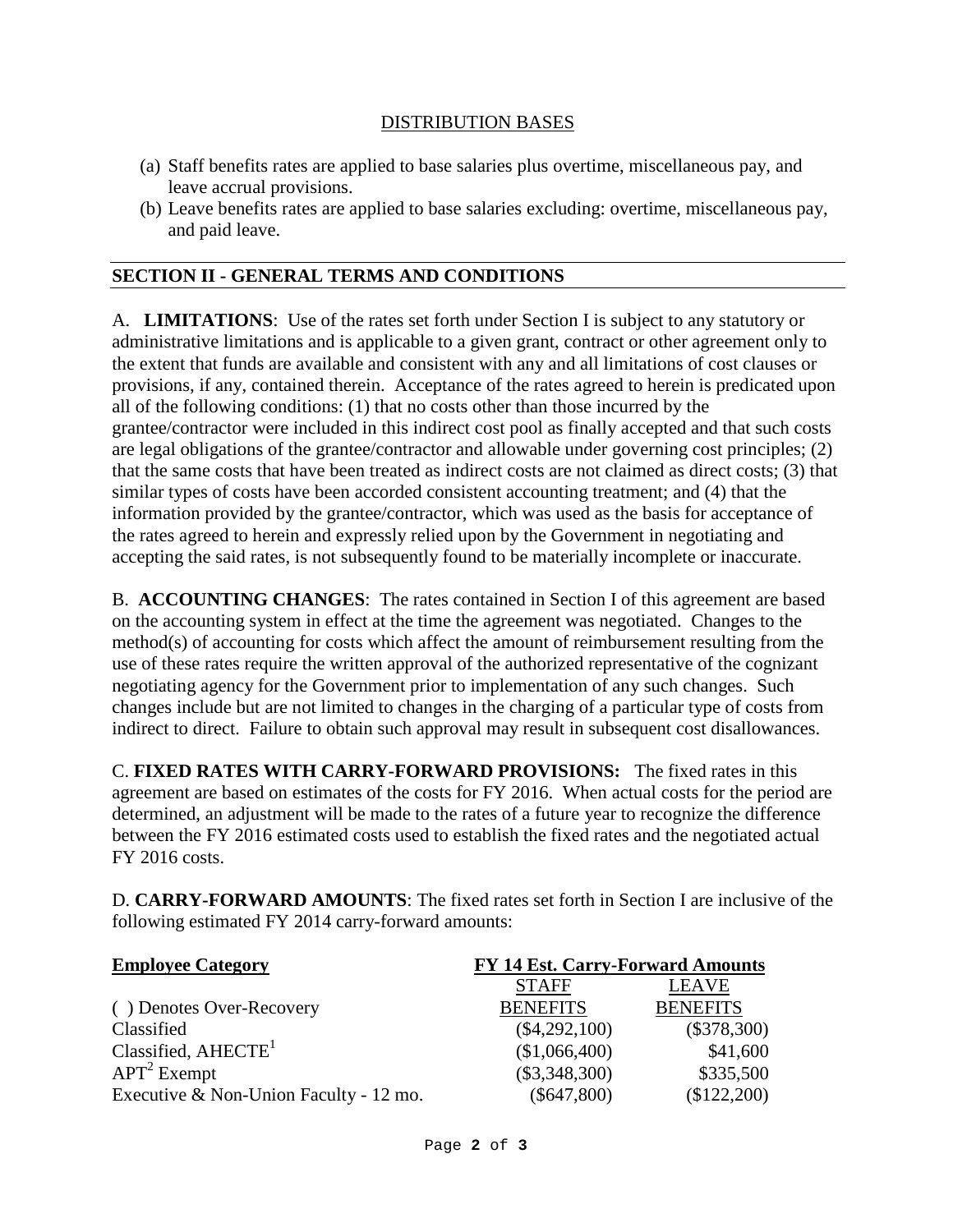DISTRIBUTION BASES

(a) Staff benefits rates are applied to base salaries plus overtime, miscellaneous pay, and leave accrual provisions.
(b) Leave benefits rates are applied to base salaries excluding: overtime, miscellaneous pay, and paid leave.

## SECTION II - GENERAL TERMS AND CONDITIONS

A. **LIMITATIONS**: Use of the rates set forth under Section I is subject to any statutory or administrative limitations and is applicable to a given grant, contract or other agreement only to the extent that funds are available and consistent with any and all limitations of cost clauses or provisions, if any, contained therein. Acceptance of the rates agreed to herein is predicated upon all of the following conditions: (1) that no costs other than those incurred by the grantee/contractor were included in this indirect cost pool as finally accepted and that such costs are legal obligations of the grantee/contractor and allowable under governing cost principles; (2) that the same costs that have been treated as indirect costs are not claimed as direct costs; (3) that similar types of costs have been accorded consistent accounting treatment; and (4) that the information provided by the grantee/contractor, which was used as the basis for acceptance of the rates agreed to herein and expressly relied upon by the Government in negotiating and accepting the said rates, is not subsequently found to be materially incomplete or inaccurate.

B. **ACCOUNTING CHANGES**: The rates contained in Section I of this agreement are based on the accounting system in effect at the time the agreement was negotiated. Changes to the method(s) of accounting for costs which affect the amount of reimbursement resulting from the use of these rates require the written approval of the authorized representative of the cognizant negotiating agency for the Government prior to implementation of any such changes. Such changes include but are not limited to changes in the charging of a particular type of costs from indirect to direct. Failure to obtain such approval may result in subsequent cost disallowances.

C. **FIXED RATES WITH CARRY-FORWARD PROVISIONS:** The fixed rates in this agreement are based on estimates of the costs for FY 2016. When actual costs for the period are determined, an adjustment will be made to the rates of a future year to recognize the difference between the FY 2016 estimated costs used to establish the fixed rates and the negotiated actual FY 2016 costs.

D. **CARRY-FORWARD AMOUNTS**: The fixed rates set forth in Section I are inclusive of the following estimated FY 2014 carry-forward amounts:

| **Employee Category** | **FY 14 Est. Carry-Forward Amounts** | |
|---|---|---|
| ( ) Denotes Over-Recovery | STAFF BENEFITS | LEAVE BENEFITS |
| Classified | ($4,292,100) | ($378,300) |
| Classified, AHECTE[1] | ($1,066,400) | $41,600 |
| APT[2] Exempt | ($3,348,300) | $335,500 |
| Executive & Non-Union Faculty - 12 mo. | ($647,800) | ($122,200) |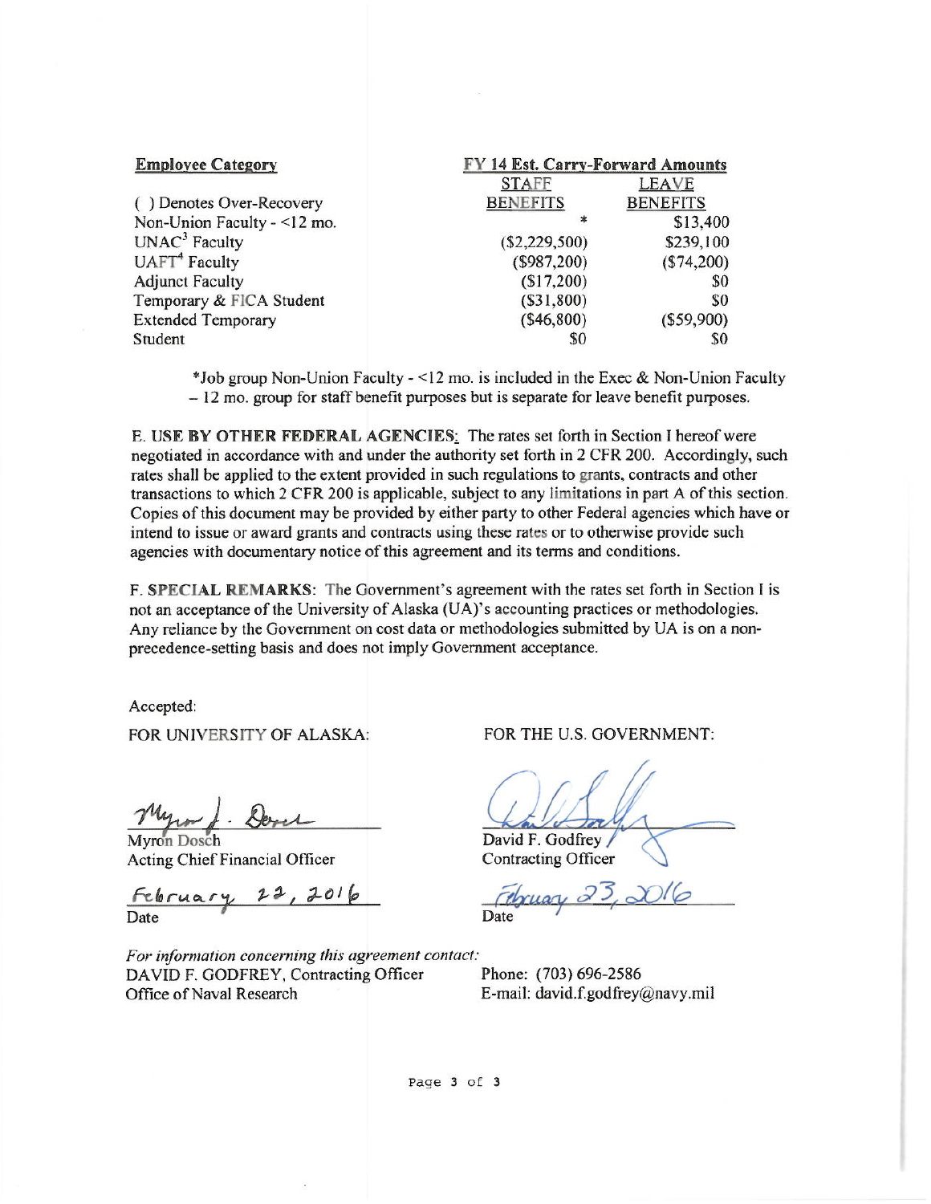| Employee Category | FY 14 Est. Carry-Forward Amounts | |
|---|---|---|
| | STAFF BENEFITS | LEAVE BENEFITS |
| ( ) Denotes Over-Recovery | | |
| Non-Union Faculty - <12 mo. | * | $13,400 |
| UNAC[3] Faculty | ($2,229,500) | $239,100 |
| UAFT[4] Faculty | ($987,200) | ($74,200) |
| Adjunct Faculty | ($17,200) | $0 |
| Temporary & FICA Student | ($31,800) | $0 |
| Extended Temporary | ($46,800) | ($59,900) |
| Student | $0 | $0 |

*Job group Non-Union Faculty - <12 mo. is included in the Exec & Non-Union Faculty – 12 mo. group for staff benefit purposes but is separate for leave benefit purposes.

E. **USE BY OTHER FEDERAL AGENCIES**: The rates set forth in Section I hereof were negotiated in accordance with and under the authority set forth in 2 CFR 200. Accordingly, such rates shall be applied to the extent provided in such regulations to grants, contracts and other transactions to which 2 CFR 200 is applicable, subject to any limitations in part A of this section. Copies of this document may be provided by either party to other Federal agencies which have or intend to issue or award grants and contracts using these rates or to otherwise provide such agencies with documentary notice of this agreement and its terms and conditions.

F. **SPECIAL REMARKS**: The Government's agreement with the rates set forth in Section I is not an acceptance of the University of Alaska (UA)'s accounting practices or methodologies. Any reliance by the Government on cost data or methodologies submitted by UA is on a non-precedence-setting basis and does not imply Government acceptance.

Accepted:

| FOR UNIVERSITY OF ALASKA: | FOR THE U.S. GOVERNMENT: |
|---|---|
| Myron Dosch | David F. Godfrey |
| Acting Chief Financial Officer | Contracting Officer |
| February 22, 2016 | February 23, 2016 |
| Date | Date |

*For information concerning this agreement contact:*

DAVID F. GODFREY, Contracting Officer
Office of Naval Research

Phone: (703) 696-2586
E-mail: david.f.godfrey@navy.mil